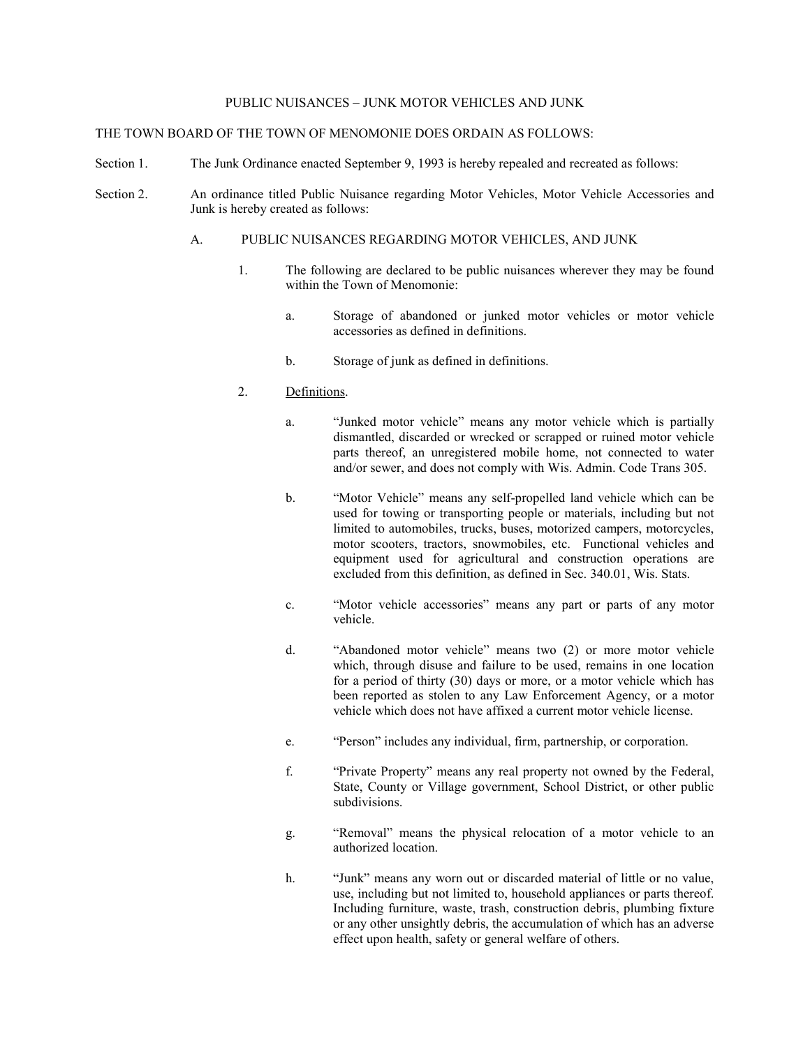# PUBLIC NUISANCES – JUNK MOTOR VEHICLES AND JUNK

THE TOWN BOARD OF THE TOWN OF MENOMONIE DOES ORDAIN AS FOLLOWS:

Section 1. The Junk Ordinance enacted September 9, 1993 is hereby repealed and recreated as follows:

Section 2. An ordinance titled Public Nuisance regarding Motor Vehicles, Motor Vehicle Accessories and Junk is hereby created as follows:

## A. PUBLIC NUISANCES REGARDING MOTOR VEHICLES, AND JUNK

1. The following are declared to be public nuisances wherever they may be found within the Town of Menomonie:

   a. Storage of abandoned or junked motor vehicles or motor vehicle accessories as defined in definitions.

   b. Storage of junk as defined in definitions.

2. Definitions.

   a. "Junked motor vehicle" means any motor vehicle which is partially dismantled, discarded or wrecked or scrapped or ruined motor vehicle parts thereof, an unregistered mobile home, not connected to water and/or sewer, and does not comply with Wis. Admin. Code Trans 305.

   b. "Motor Vehicle" means any self-propelled land vehicle which can be used for towing or transporting people or materials, including but not limited to automobiles, trucks, buses, motorized campers, motorcycles, motor scooters, tractors, snowmobiles, etc. Functional vehicles and equipment used for agricultural and construction operations are excluded from this definition, as defined in Sec. 340.01, Wis. Stats.

   c. "Motor vehicle accessories" means any part or parts of any motor vehicle.

   d. "Abandoned motor vehicle" means two (2) or more motor vehicle which, through disuse and failure to be used, remains in one location for a period of thirty (30) days or more, or a motor vehicle which has been reported as stolen to any Law Enforcement Agency, or a motor vehicle which does not have affixed a current motor vehicle license.

   e. "Person" includes any individual, firm, partnership, or corporation.

   f. "Private Property" means any real property not owned by the Federal, State, County or Village government, School District, or other public subdivisions.

   g. "Removal" means the physical relocation of a motor vehicle to an authorized location.

   h. "Junk" means any worn out or discarded material of little or no value, use, including but not limited to, household appliances or parts thereof. Including furniture, waste, trash, construction debris, plumbing fixture or any other unsightly debris, the accumulation of which has an adverse effect upon health, safety or general welfare of others.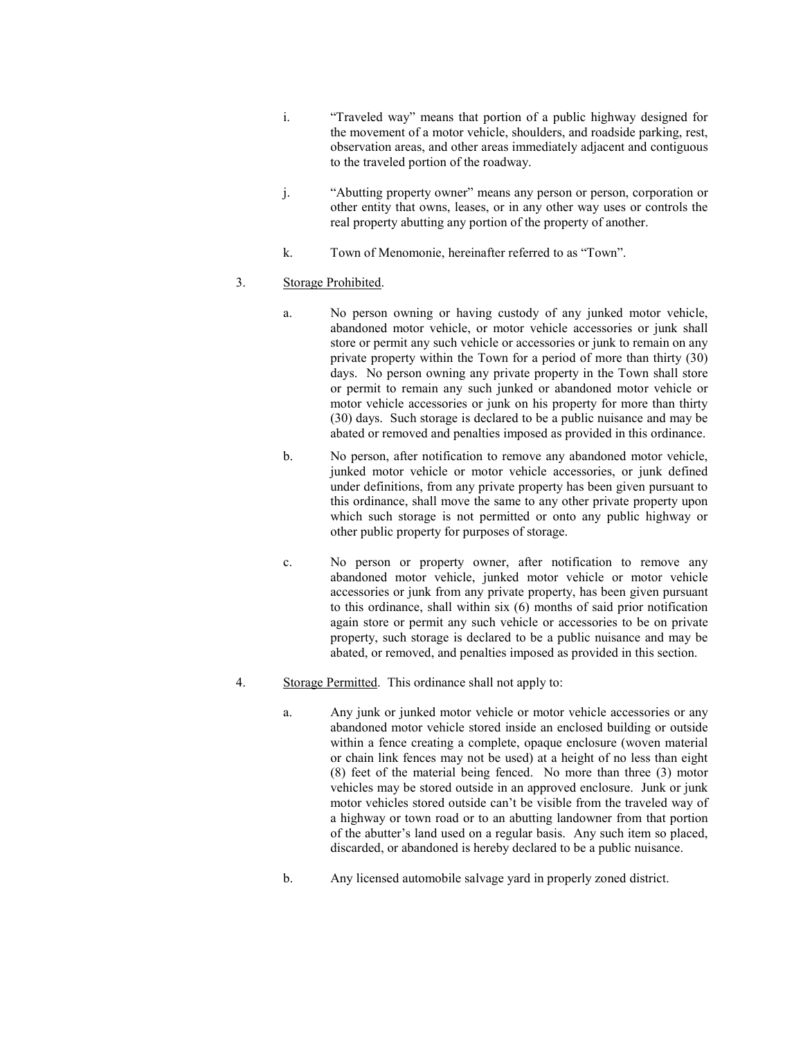i. "Traveled way" means that portion of a public highway designed for the movement of a motor vehicle, shoulders, and roadside parking, rest, observation areas, and other areas immediately adjacent and contiguous to the traveled portion of the roadway.

j. "Abutting property owner" means any person or person, corporation or other entity that owns, leases, or in any other way uses or controls the real property abutting any portion of the property of another.

k. Town of Menomonie, hereinafter referred to as "Town".

3. Storage Prohibited.

a. No person owning or having custody of any junked motor vehicle, abandoned motor vehicle, or motor vehicle accessories or junk shall store or permit any such vehicle or accessories or junk to remain on any private property within the Town for a period of more than thirty (30) days. No person owning any private property in the Town shall store or permit to remain any such junked or abandoned motor vehicle or motor vehicle accessories or junk on his property for more than thirty (30) days. Such storage is declared to be a public nuisance and may be abated or removed and penalties imposed as provided in this ordinance.

b. No person, after notification to remove any abandoned motor vehicle, junked motor vehicle or motor vehicle accessories, or junk defined under definitions, from any private property has been given pursuant to this ordinance, shall move the same to any other private property upon which such storage is not permitted or onto any public highway or other public property for purposes of storage.

c. No person or property owner, after notification to remove any abandoned motor vehicle, junked motor vehicle or motor vehicle accessories or junk from any private property, has been given pursuant to this ordinance, shall within six (6) months of said prior notification again store or permit any such vehicle or accessories to be on private property, such storage is declared to be a public nuisance and may be abated, or removed, and penalties imposed as provided in this section.

4. Storage Permitted. This ordinance shall not apply to:

a. Any junk or junked motor vehicle or motor vehicle accessories or any abandoned motor vehicle stored inside an enclosed building or outside within a fence creating a complete, opaque enclosure (woven material or chain link fences may not be used) at a height of no less than eight (8) feet of the material being fenced. No more than three (3) motor vehicles may be stored outside in an approved enclosure. Junk or junk motor vehicles stored outside can't be visible from the traveled way of a highway or town road or to an abutting landowner from that portion of the abutter's land used on a regular basis. Any such item so placed, discarded, or abandoned is hereby declared to be a public nuisance.

b. Any licensed automobile salvage yard in properly zoned district.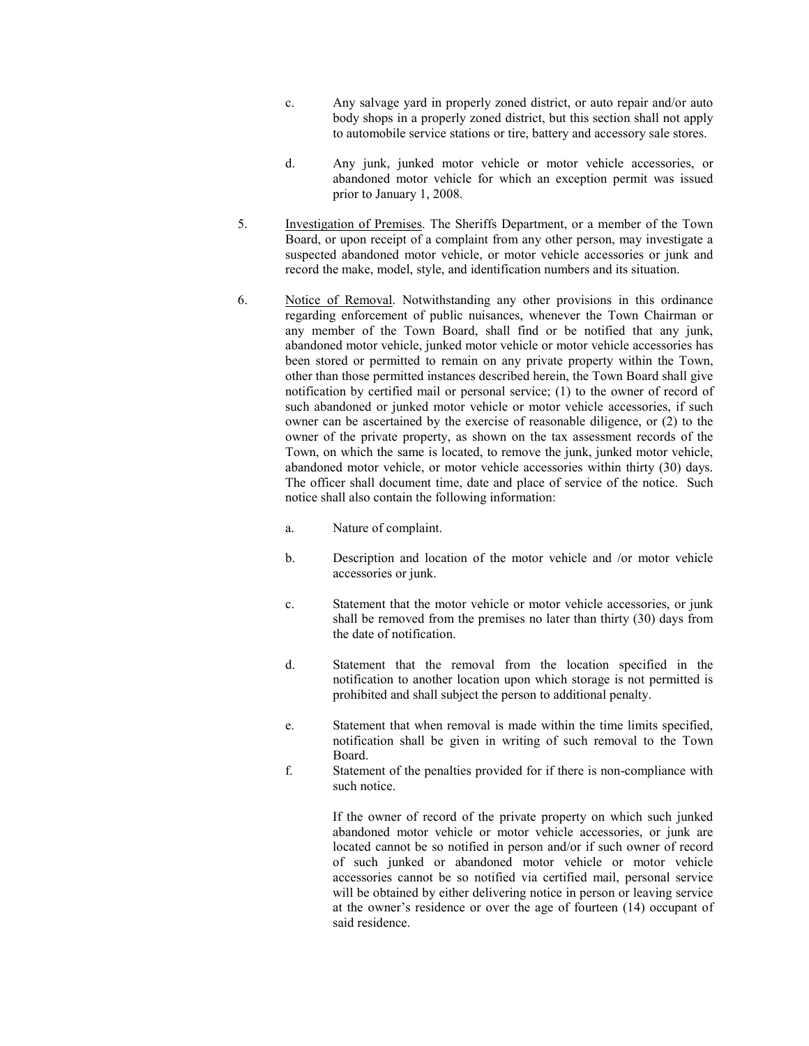c. Any salvage yard in properly zoned district, or auto repair and/or auto body shops in a properly zoned district, but this section shall not apply to automobile service stations or tire, battery and accessory sale stores.

d. Any junk, junked motor vehicle or motor vehicle accessories, or abandoned motor vehicle for which an exception permit was issued prior to January 1, 2008.

5. Investigation of Premises. The Sheriffs Department, or a member of the Town Board, or upon receipt of a complaint from any other person, may investigate a suspected abandoned motor vehicle, or motor vehicle accessories or junk and record the make, model, style, and identification numbers and its situation.

6. Notice of Removal. Notwithstanding any other provisions in this ordinance regarding enforcement of public nuisances, whenever the Town Chairman or any member of the Town Board, shall find or be notified that any junk, abandoned motor vehicle, junked motor vehicle or motor vehicle accessories has been stored or permitted to remain on any private property within the Town, other than those permitted instances described herein, the Town Board shall give notification by certified mail or personal service; (1) to the owner of record of such abandoned or junked motor vehicle or motor vehicle accessories, if such owner can be ascertained by the exercise of reasonable diligence, or (2) to the owner of the private property, as shown on the tax assessment records of the Town, on which the same is located, to remove the junk, junked motor vehicle, abandoned motor vehicle, or motor vehicle accessories within thirty (30) days. The officer shall document time, date and place of service of the notice. Such notice shall also contain the following information:

a. Nature of complaint.

b. Description and location of the motor vehicle and /or motor vehicle accessories or junk.

c. Statement that the motor vehicle or motor vehicle accessories, or junk shall be removed from the premises no later than thirty (30) days from the date of notification.

d. Statement that the removal from the location specified in the notification to another location upon which storage is not permitted is prohibited and shall subject the person to additional penalty.

e. Statement that when removal is made within the time limits specified, notification shall be given in writing of such removal to the Town Board.

f. Statement of the penalties provided for if there is non-compliance with such notice.

If the owner of record of the private property on which such junked abandoned motor vehicle or motor vehicle accessories, or junk are located cannot be so notified in person and/or if such owner of record of such junked or abandoned motor vehicle or motor vehicle accessories cannot be so notified via certified mail, personal service will be obtained by either delivering notice in person or leaving service at the owner's residence or over the age of fourteen (14) occupant of said residence.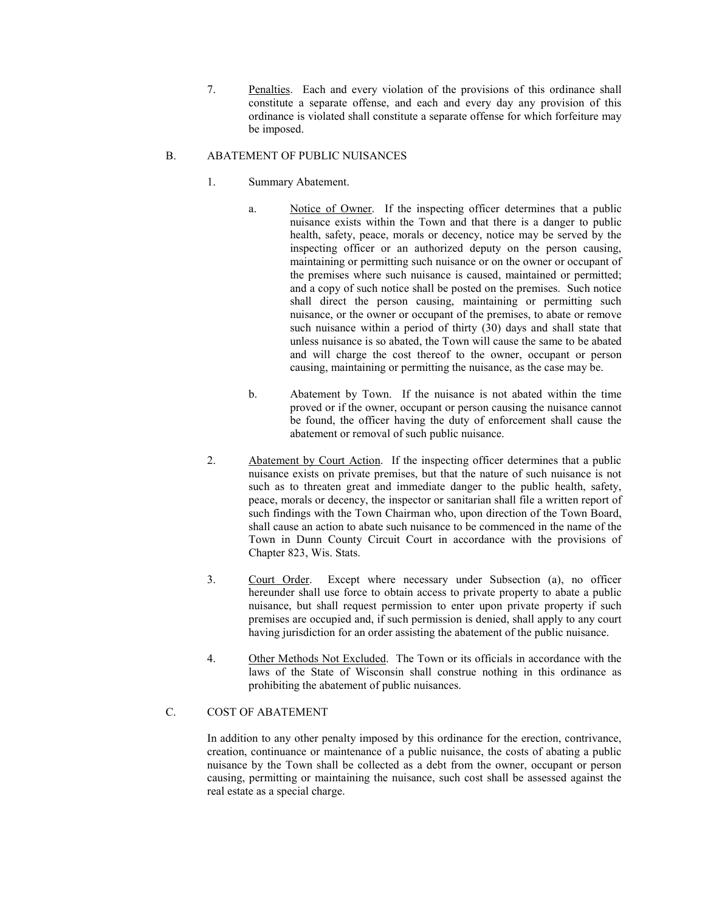7. Penalties. Each and every violation of the provisions of this ordinance shall constitute a separate offense, and each and every day any provision of this ordinance is violated shall constitute a separate offense for which forfeiture may be imposed.

B. ABATEMENT OF PUBLIC NUISANCES

1. Summary Abatement.

   a. Notice of Owner. If the inspecting officer determines that a public nuisance exists within the Town and that there is a danger to public health, safety, peace, morals or decency, notice may be served by the inspecting officer or an authorized deputy on the person causing, maintaining or permitting such nuisance or on the owner or occupant of the premises where such nuisance is caused, maintained or permitted; and a copy of such notice shall be posted on the premises. Such notice shall direct the person causing, maintaining or permitting such nuisance, or the owner or occupant of the premises, to abate or remove such nuisance within a period of thirty (30) days and shall state that unless nuisance is so abated, the Town will cause the same to be abated and will charge the cost thereof to the owner, occupant or person causing, maintaining or permitting the nuisance, as the case may be.

   b. Abatement by Town. If the nuisance is not abated within the time proved or if the owner, occupant or person causing the nuisance cannot be found, the officer having the duty of enforcement shall cause the abatement or removal of such public nuisance.

2. Abatement by Court Action. If the inspecting officer determines that a public nuisance exists on private premises, but that the nature of such nuisance is not such as to threaten great and immediate danger to the public health, safety, peace, morals or decency, the inspector or sanitarian shall file a written report of such findings with the Town Chairman who, upon direction of the Town Board, shall cause an action to abate such nuisance to be commenced in the name of the Town in Dunn County Circuit Court in accordance with the provisions of Chapter 823, Wis. Stats.

3. Court Order. Except where necessary under Subsection (a), no officer hereunder shall use force to obtain access to private property to abate a public nuisance, but shall request permission to enter upon private property if such premises are occupied and, if such permission is denied, shall apply to any court having jurisdiction for an order assisting the abatement of the public nuisance.

4. Other Methods Not Excluded. The Town or its officials in accordance with the laws of the State of Wisconsin shall construe nothing in this ordinance as prohibiting the abatement of public nuisances.

C. COST OF ABATEMENT

In addition to any other penalty imposed by this ordinance for the erection, contrivance, creation, continuance or maintenance of a public nuisance, the costs of abating a public nuisance by the Town shall be collected as a debt from the owner, occupant or person causing, permitting or maintaining the nuisance, such cost shall be assessed against the real estate as a special charge.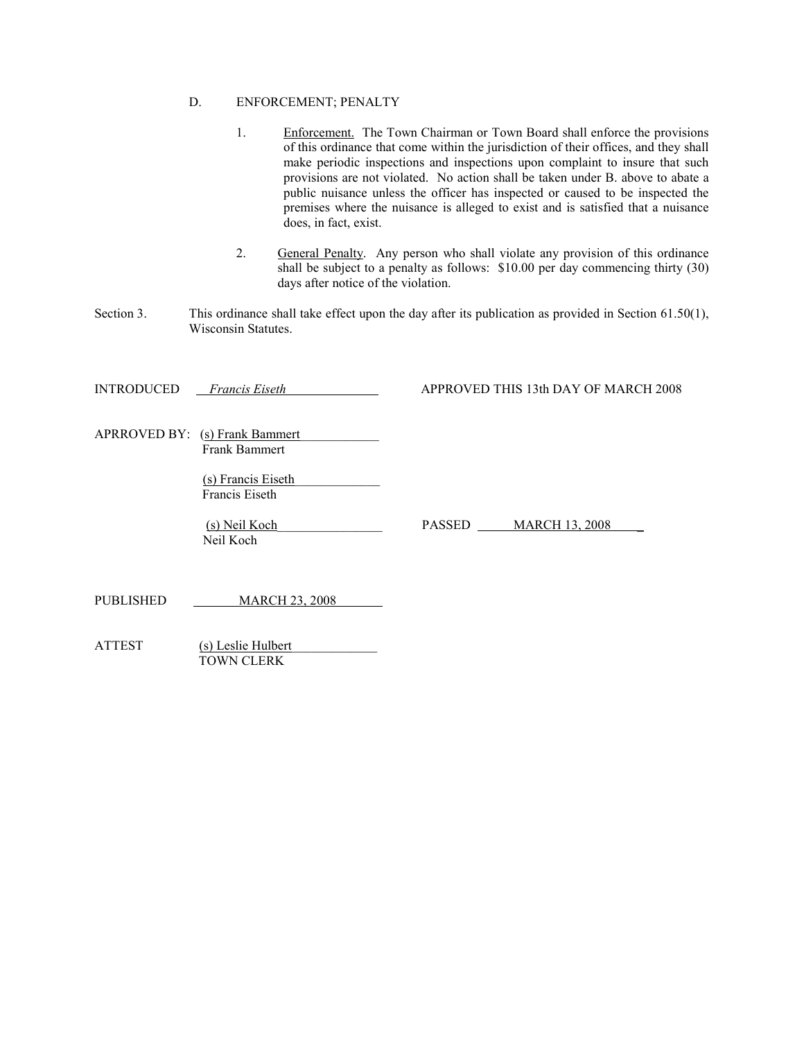D. ENFORCEMENT; PENALTY

1. Enforcement. The Town Chairman or Town Board shall enforce the provisions of this ordinance that come within the jurisdiction of their offices, and they shall make periodic inspections and inspections upon complaint to insure that such provisions are not violated. No action shall be taken under B. above to abate a public nuisance unless the officer has inspected or caused to be inspected the premises where the nuisance is alleged to exist and is satisfied that a nuisance does, in fact, exist.

2. General Penalty. Any person who shall violate any provision of this ordinance shall be subject to a penalty as follows: $10.00 per day commencing thirty (30) days after notice of the violation.

Section 3. This ordinance shall take effect upon the day after its publication as provided in Section 61.50(1), Wisconsin Statutes.

INTRODUCED *Francis Eiseth*

APPROVED THIS 13th DAY OF MARCH 2008

APRROVED BY: (s) Frank Bammert
Frank Bammert

(s) Francis Eiseth
Francis Eiseth

(s) Neil Koch
Neil Koch

PASSED MARCH 13, 2008

PUBLISHED MARCH 23, 2008

ATTEST (s) Leslie Hulbert
TOWN CLERK